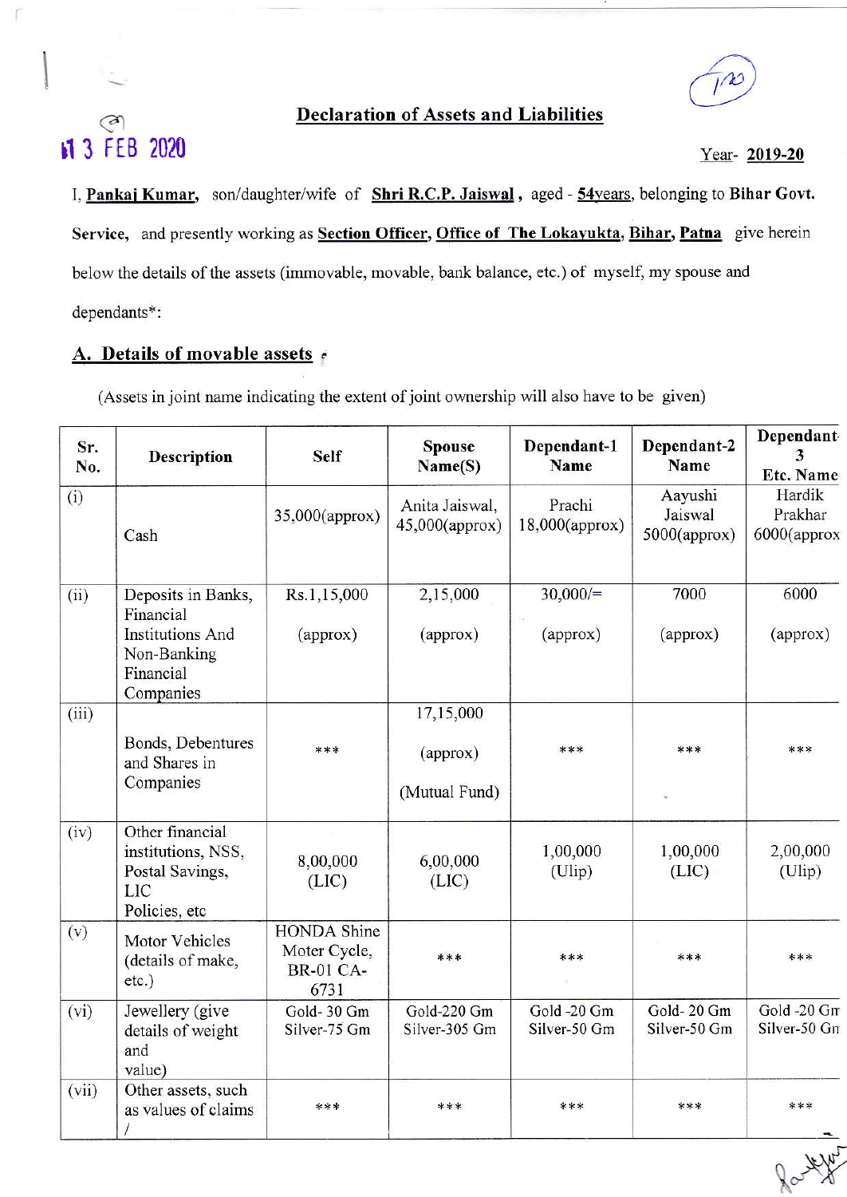13 FEB 2020

## Declaration of Assets and Liabilities

Year- **2019-20**

I, **Pankaj Kumar,** son/daughter/wife of **Shri R.C.P. Jaiswal ,** aged - **54years**, belonging to **Bihar Govt. Service,** and presently working as **Section Officer, Office of The Lokayukta, Bihar, Patna** give herein below the details of the assets (immovable, movable, bank balance, etc.) of myself, my spouse and dependants*:

### A. Details of movable assets

(Assets in joint name indicating the extent of joint ownership will also have to be given)

| Sr. No. | Description | Self | Spouse Name(S) | Dependant-1 Name | Dependant-2 Name | Dependant-3 Etc. Name |
|---|---|---|---|---|---|---|
| (i) | Cash | 35,000(approx) | Anita Jaiswal, 45,000(approx) | Prachi 18,000(approx) | Aayushi Jaiswal 5000(approx) | Hardik Prakhar 6000(approx |
| (ii) | Deposits in Banks, Financial Institutions And Non-Banking Financial Companies | Rs.1,15,000 (approx) | 2,15,000 (approx) | 30,000/= (approx) | 7000 (approx) | 6000 (approx) |
| (iii) | Bonds, Debentures and Shares in Companies | *** | 17,15,000 (approx) (Mutual Fund) | *** | *** | *** |
| (iv) | Other financial institutions, NSS, Postal Savings, LIC Policies, etc | 8,00,000 (LIC) | 6,00,000 (LIC) | 1,00,000 (Ulip) | 1,00,000 (LIC) | 2,00,000 (Ulip) |
| (v) | Motor Vehicles (details of make, etc.) | HONDA Shine Moter Cycle, BR-01 CA-6731 | *** | *** | *** | *** |
| (vi) | Jewellery (give details of weight and value) | Gold- 30 Gm Silver-75 Gm | Gold-220 Gm Silver-305 Gm | Gold -20 Gm Silver-50 Gm | Gold- 20 Gm Silver-50 Gm | Gold -20 Gm Silver-50 Gm |
| (vii) | Other assets, such as values of claims / | *** | *** | *** | *** | *** |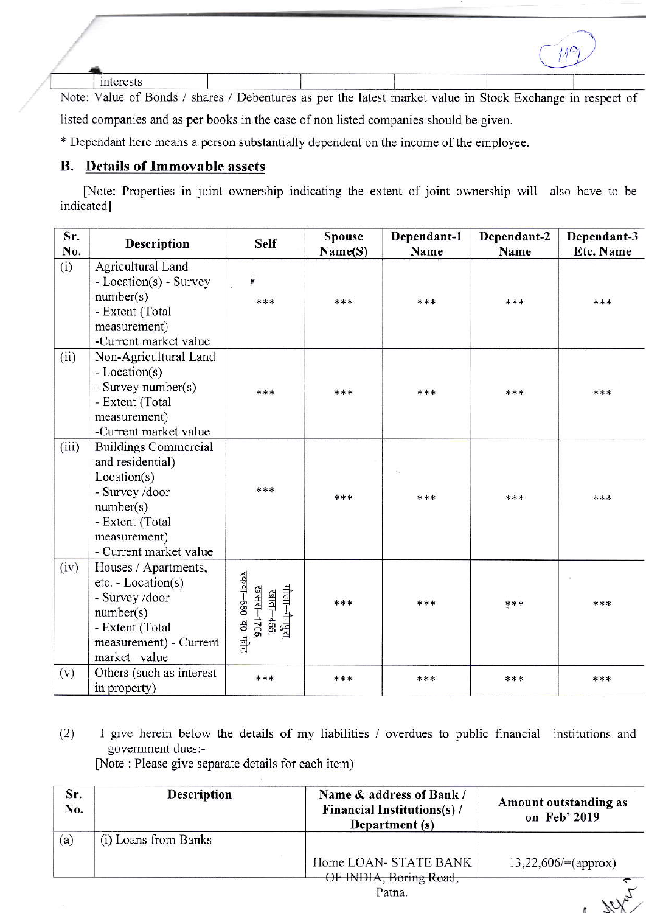| interests | | | | | |
|---|---|---|---|---|---|

Note: Value of Bonds / shares / Debentures as per the latest market value in Stock Exchange in respect of listed companies and as per books in the case of non listed companies should be given.

* Dependant here means a person substantially dependent on the income of the employee.

## B. Details of Immovable assets

[Note: Properties in joint ownership indicating the extent of joint ownership will also have to be indicated]

| Sr. No. | Description | Self | Spouse Name(S) | Dependant-1 Name | Dependant-2 Name | Dependant-3 Etc. Name |
|---|---|---|---|---|---|---|
| (i) | Agricultural Land - Location(s) - Survey number(s) - Extent (Total measurement) -Current market value | *** | *** | *** | *** | *** |
| (ii) | Non-Agricultural Land - Location(s) - Survey number(s) - Extent (Total measurement) -Current market value | *** | *** | *** | *** | *** |
| (iii) | Buildings Commercial and residential) Location(s) - Survey /door number(s) - Extent (Total measurement) - Current market value | *** | *** | *** | *** | *** |
| (iv) | Houses / Apartments, etc. - Location(s) - Survey /door number(s) - Extent (Total measurement) - Current market value | मौजा–मैनपुरा, खाता–455, खसरा–1705, रकबा–680 व0 फीट | *** | *** | *** | *** |
| (v) | Others (such as interest in property) | *** | *** | *** | *** | *** |

(2) I give herein below the details of my liabilities / overdues to public financial institutions and government dues:-
[Note : Please give separate details for each item)

| Sr. No. | Description | Name & address of Bank / Financial Institutions(s) / Department (s) | Amount outstanding as on Feb' 2019 |
|---|---|---|---|
| (a) | (i) Loans from Banks | Home LOAN- STATE BANK OF INDIA, Boring Road, Patna. | 13,22,606/=(approx) |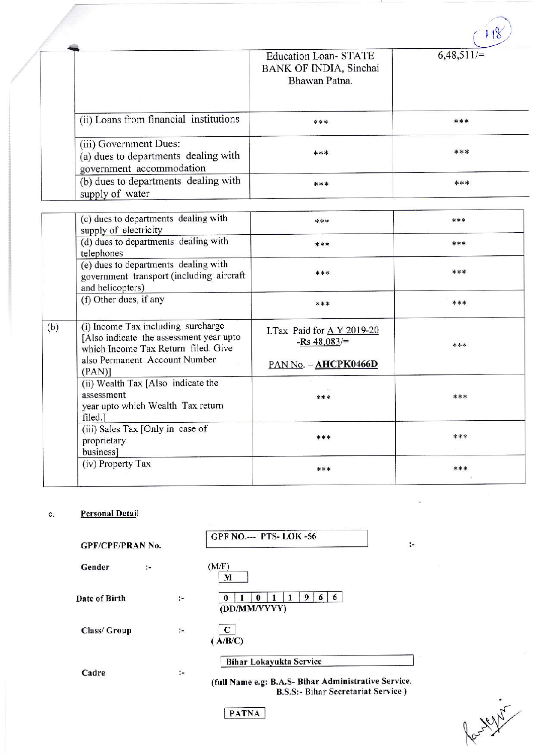| | | | |
|---|---|---|---|
| | | Education Loan- STATE BANK OF INDIA, Sinchai Bhawan Patna. | 6,48,511/= |
| | (ii) Loans from financial institutions | *** | *** |
| | (iii) Government Dues: (a) dues to departments dealing with government accommodation | *** | *** |
| | (b) dues to departments dealing with supply of water | *** | *** |
| | (c) dues to departments dealing with supply of electricity | *** | *** |
| | (d) dues to departments dealing with telephones | *** | *** |
| | (e) dues to departments dealing with government transport (including aircraft and helicopters) | *** | *** |
| | (f) Other dues, if any | *** | *** |
| (b) | (i) Income Tax including surcharge [Also indicate the assessment year upto which Income Tax Return filed. Give also Permanent Account Number (PAN)] | I.Tax Paid for A Y 2019-20 -Rs 48,083/= PAN No. – **AHCPK0466D** | *** |
| | (ii) Wealth Tax [Also indicate the assessment year upto which Wealth Tax return filed.] | *** | *** |
| | (iii) Sales Tax [Only in case of proprietary business] | *** | *** |
| | (iv) Property Tax | *** | *** |

c. **Personal Detail**

**GPF/CPF/PRAN No.** :- GPF NO.--- PTS- LOK -56

**Gender** :- (M/F) M

**Date of Birth** :- 0 1 0 1 1 9 6 6 (DD/MM/YYYY)

**Class/ Group** :- C (A/B/C)

**Cadre** :- Bihar Lokayukta Service

**(full Name e.g: B.A.S- Bihar Administrative Service. B.S.S:- Bihar Secretariat Service )**

PATNA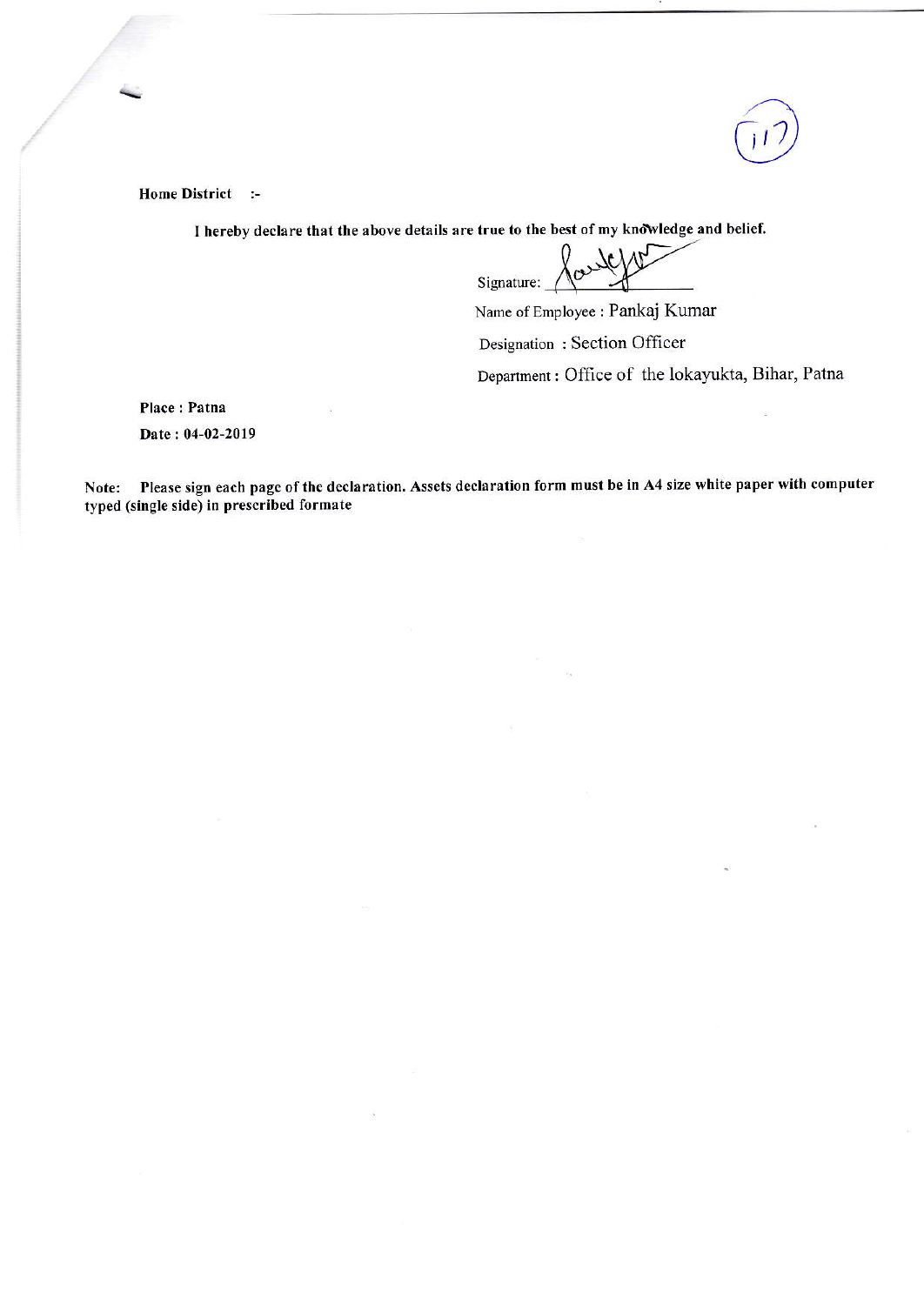**Home District :-**

**I hereby declare that the above details are true to the best of my knowledge and belief.**

Signature:

Name of Employee : Pankaj Kumar

Designation : Section Officer

Department : Office of the lokayukta, Bihar, Patna

**Place : Patna**

**Date : 04-02-2019**

**Note: Please sign each page of the declaration. Assets declaration form must be in A4 size white paper with computer typed (single side) in prescribed formate**